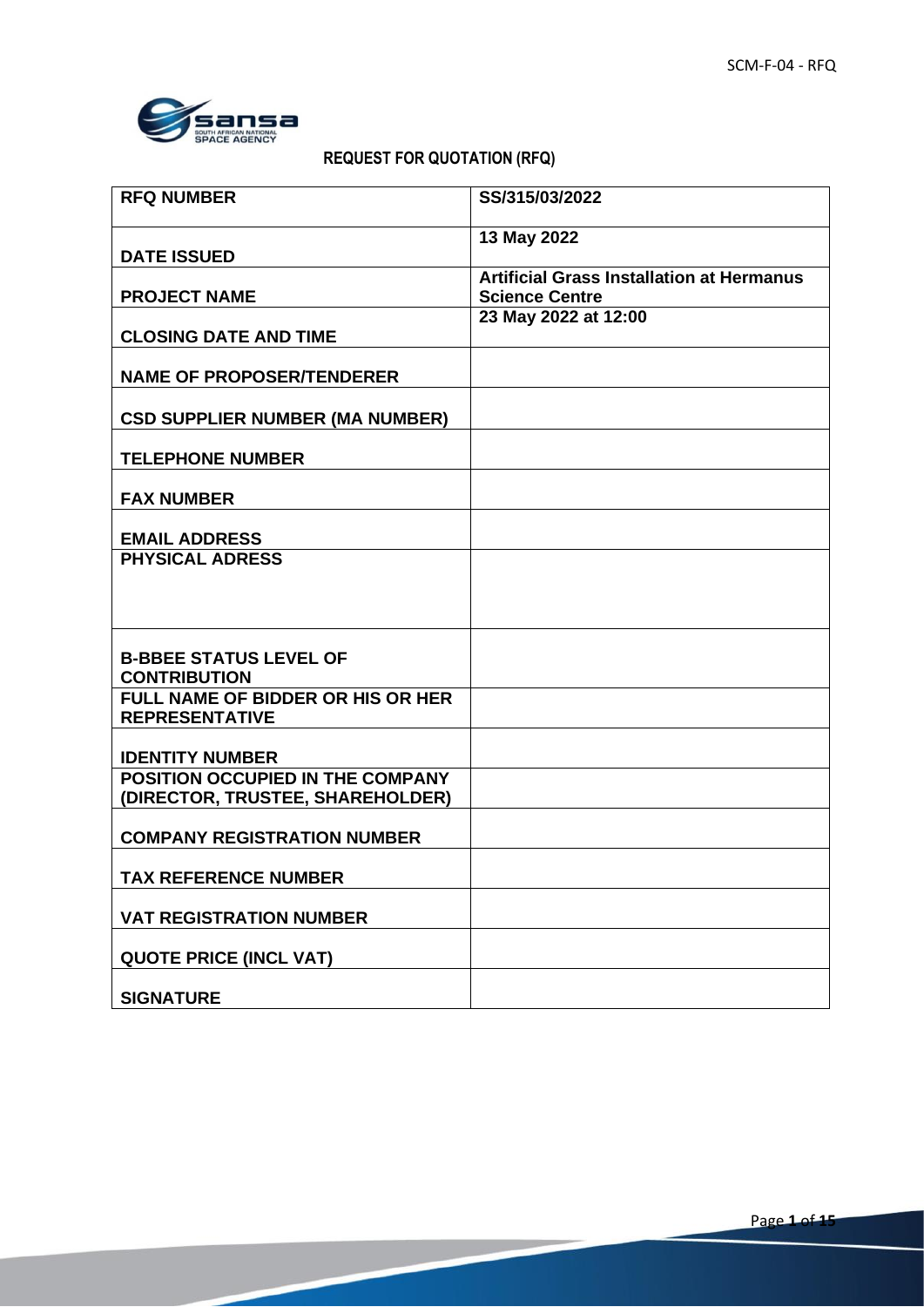# REQUEST FOR QUOTATION (RFQ)

| | |
|---|---|
| **RFQ NUMBER** | **SS/315/03/2022** |
| **DATE ISSUED** | **13 May 2022** |
| **PROJECT NAME** | **Artificial Grass Installation at Hermanus Science Centre** |
| **CLOSING DATE AND TIME** | **23 May 2022 at 12:00** |
| **NAME OF PROPOSER/TENDERER** | |
| **CSD SUPPLIER NUMBER (MA NUMBER)** | |
| **TELEPHONE NUMBER** | |
| **FAX NUMBER** | |
| **EMAIL ADDRESS** | |
| **PHYSICAL ADRESS** | |
| **B-BBEE STATUS LEVEL OF CONTRIBUTION** | |
| **FULL NAME OF BIDDER OR HIS OR HER REPRESENTATIVE** | |
| **IDENTITY NUMBER** | |
| **POSITION OCCUPIED IN THE COMPANY (DIRECTOR, TRUSTEE, SHAREHOLDER)** | |
| **COMPANY REGISTRATION NUMBER** | |
| **TAX REFERENCE NUMBER** | |
| **VAT REGISTRATION NUMBER** | |
| **QUOTE PRICE (INCL VAT)** | |
| **SIGNATURE** | |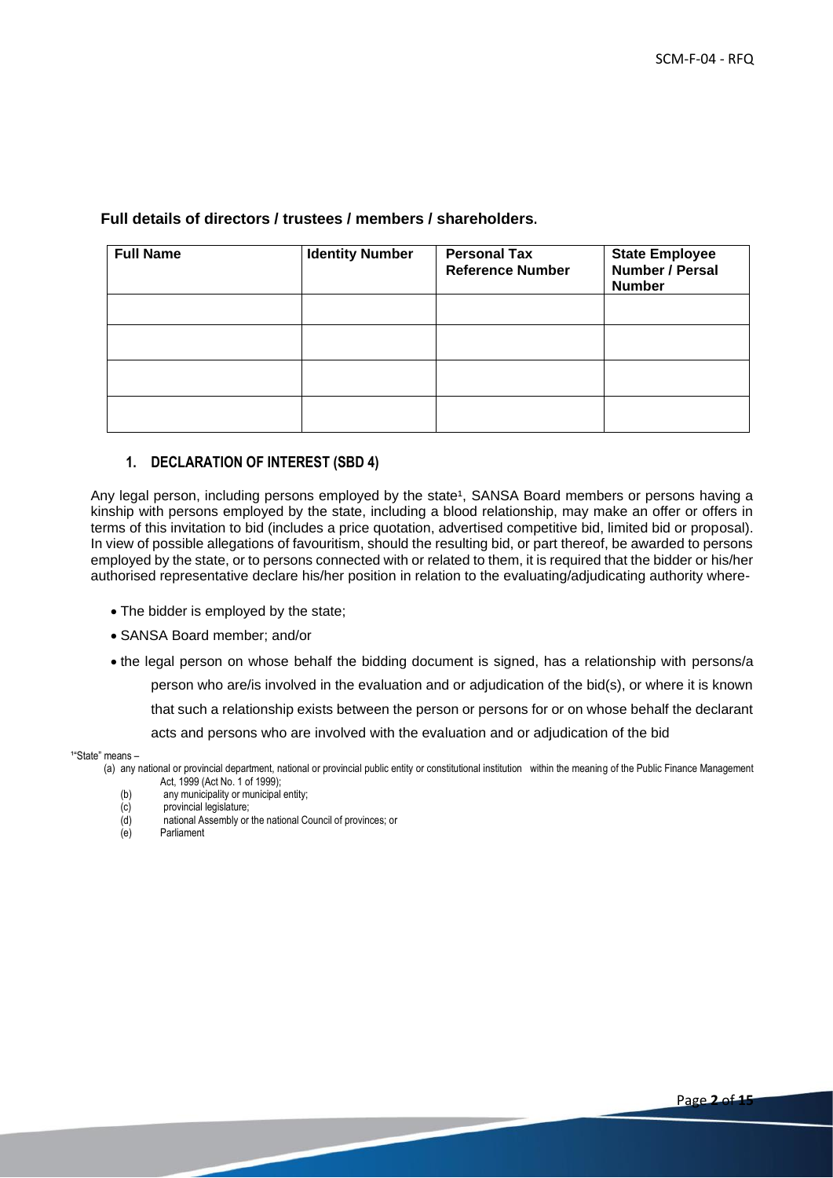**Full details of directors / trustees / members / shareholders.**

| Full Name | Identity Number | Personal Tax Reference Number | State Employee Number / Persal Number |
|---|---|---|---|
| | | | |
| | | | |
| | | | |
| | | | |

## 1. DECLARATION OF INTEREST (SBD 4)

Any legal person, including persons employed by the state[1], SANSA Board members or persons having a kinship with persons employed by the state, including a blood relationship, may make an offer or offers in terms of this invitation to bid (includes a price quotation, advertised competitive bid, limited bid or proposal). In view of possible allegations of favouritism, should the resulting bid, or part thereof, be awarded to persons employed by the state, or to persons connected with or related to them, it is required that the bidder or his/her authorised representative declare his/her position in relation to the evaluating/adjudicating authority where-

- The bidder is employed by the state;
- SANSA Board member; and/or
- the legal person on whose behalf the bidding document is signed, has a relationship with persons/a person who are/is involved in the evaluation and or adjudication of the bid(s), or where it is known that such a relationship exists between the person or persons for or on whose behalf the declarant acts and persons who are involved with the evaluation and or adjudication of the bid

[1]"State" means –

(a) any national or provincial department, national or provincial public entity or constitutional institution within the meaning of the Public Finance Management Act, 1999 (Act No. 1 of 1999);

(b) any municipality or municipal entity;

(c) provincial legislature;

(d) national Assembly or the national Council of provinces; or

(e) Parliament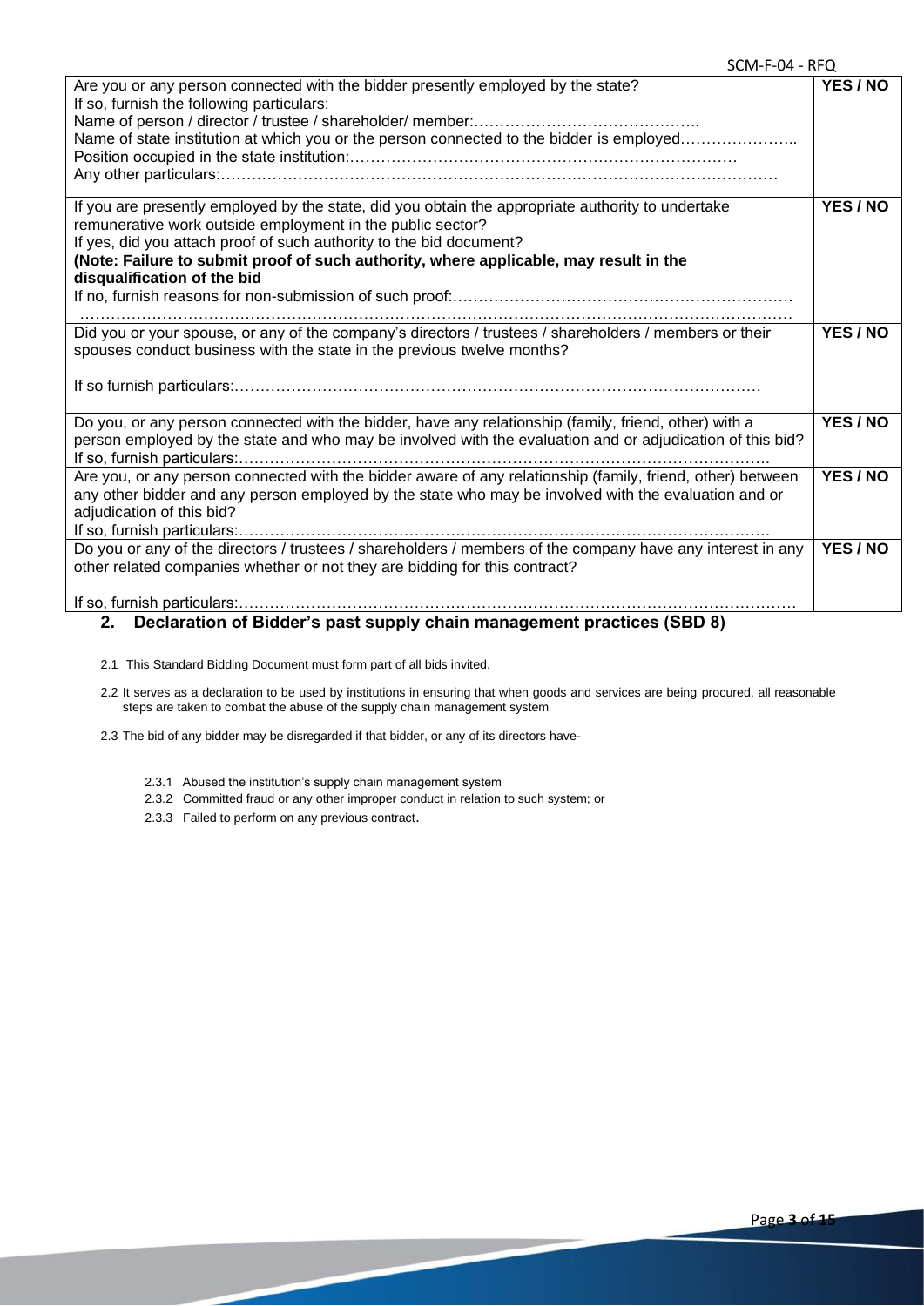| | |
|---|---|
| Are you or any person connected with the bidder presently employed by the state?<br>If so, furnish the following particulars:<br>Name of person / director / trustee / shareholder/ member:……………………………………..<br>Name of state institution at which you or the person connected to the bidder is employed…………………..<br>Position occupied in the state institution:…………………………………………………………………<br>Any other particulars:……………………………………………………………………………………………… | **YES / NO** |
| If you are presently employed by the state, did you obtain the appropriate authority to undertake remunerative work outside employment in the public sector?<br>If yes, did you attach proof of such authority to the bid document?<br>**(Note: Failure to submit proof of such authority, where applicable, may result in the disqualification of the bid**<br>If no, furnish reasons for non-submission of such proof:…………………………………………………………<br>……………………………………………………………………………………………………………………… | **YES / NO** |
| Did you or your spouse, or any of the company's directors / trustees / shareholders / members or their spouses conduct business with the state in the previous twelve months?<br><br>If so furnish particulars:………………………………………………………………………………………… | **YES / NO** |
| Do you, or any person connected with the bidder, have any relationship (family, friend, other) with a person employed by the state and who may be involved with the evaluation and or adjudication of this bid?<br>If so, furnish particulars:…………………………………………………………………………………………. | **YES / NO** |
| Are you, or any person connected with the bidder aware of any relationship (family, friend, other) between any other bidder and any person employed by the state who may be involved with the evaluation and or adjudication of this bid?<br>If so, furnish particulars:…………………………………………………………………………………………. | **YES / NO** |
| Do you or any of the directors / trustees / shareholders / members of the company have any interest in any other related companies whether or not they are bidding for this contract?<br><br>If so, furnish particulars:……………………………………………………………………………………………… | **YES / NO** |

## 2. Declaration of Bidder's past supply chain management practices (SBD 8)

2.1 This Standard Bidding Document must form part of all bids invited.

2.2 It serves as a declaration to be used by institutions in ensuring that when goods and services are being procured, all reasonable steps are taken to combat the abuse of the supply chain management system

2.3 The bid of any bidder may be disregarded if that bidder, or any of its directors have-

- 2.3.1 Abused the institution's supply chain management system
- 2.3.2 Committed fraud or any other improper conduct in relation to such system; or
- 2.3.3 Failed to perform on any previous contract.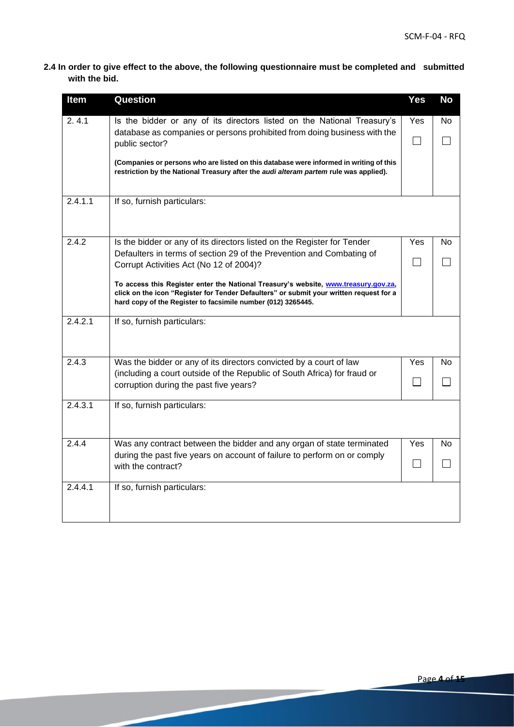**2.4 In order to give effect to the above, the following questionnaire must be completed and submitted with the bid.**

| Item | Question | Yes | No |
|---|---|---|---|
| 2. 4.1 | Is the bidder or any of its directors listed on the National Treasury's database as companies or persons prohibited from doing business with the public sector?<br><br>**(Companies or persons who are listed on this database were informed in writing of this restriction by the National Treasury after the *audi alteram partem* rule was applied).** | Yes ☐ | No ☐ |
| 2.4.1.1 | If so, furnish particulars: | | |
| 2.4.2 | Is the bidder or any of its directors listed on the Register for Tender Defaulters in terms of section 29 of the Prevention and Combating of Corrupt Activities Act (No 12 of 2004)?<br><br>**To access this Register enter the National Treasury's website, www.treasury.gov.za, click on the icon "Register for Tender Defaulters" or submit your written request for a hard copy of the Register to facsimile number (012) 3265445.** | Yes ☐ | No ☐ |
| 2.4.2.1 | If so, furnish particulars: | | |
| 2.4.3 | Was the bidder or any of its directors convicted by a court of law (including a court outside of the Republic of South Africa) for fraud or corruption during the past five years? | Yes ☐ | No ☐ |
| 2.4.3.1 | If so, furnish particulars: | | |
| 2.4.4 | Was any contract between the bidder and any organ of state terminated during the past five years on account of failure to perform on or comply with the contract? | Yes ☐ | No ☐ |
| 2.4.4.1 | If so, furnish particulars: | | |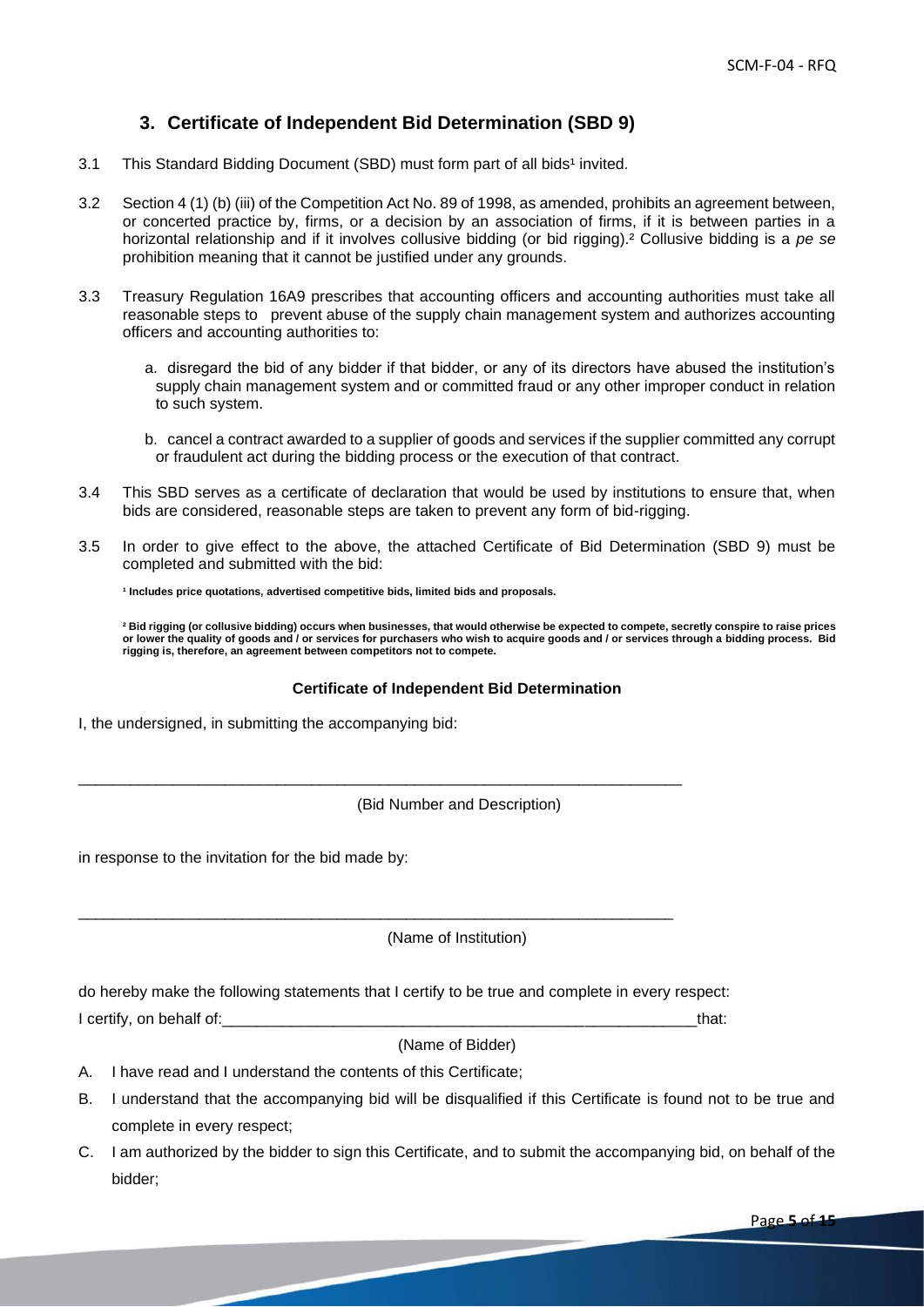## 3. Certificate of Independent Bid Determination (SBD 9)

3.1 This Standard Bidding Document (SBD) must form part of all bids[1] invited.

3.2 Section 4 (1) (b) (iii) of the Competition Act No. 89 of 1998, as amended, prohibits an agreement between, or concerted practice by, firms, or a decision by an association of firms, if it is between parties in a horizontal relationship and if it involves collusive bidding (or bid rigging).[2] Collusive bidding is a *pe se* prohibition meaning that it cannot be justified under any grounds.

3.3 Treasury Regulation 16A9 prescribes that accounting officers and accounting authorities must take all reasonable steps to prevent abuse of the supply chain management system and authorizes accounting officers and accounting authorities to:

a. disregard the bid of any bidder if that bidder, or any of its directors have abused the institution's supply chain management system and or committed fraud or any other improper conduct in relation to such system.

b. cancel a contract awarded to a supplier of goods and services if the supplier committed any corrupt or fraudulent act during the bidding process or the execution of that contract.

3.4 This SBD serves as a certificate of declaration that would be used by institutions to ensure that, when bids are considered, reasonable steps are taken to prevent any form of bid-rigging.

3.5 In order to give effect to the above, the attached Certificate of Bid Determination (SBD 9) must be completed and submitted with the bid:

**[1] Includes price quotations, advertised competitive bids, limited bids and proposals.**

**[2] Bid rigging (or collusive bidding) occurs when businesses, that would otherwise be expected to compete, secretly conspire to raise prices or lower the quality of goods and / or services for purchasers who wish to acquire goods and / or services through a bidding process. Bid rigging is, therefore, an agreement between competitors not to compete.**

**Certificate of Independent Bid Determination**

I, the undersigned, in submitting the accompanying bid:

\_\_\_\_\_\_\_\_\_\_\_\_\_\_\_\_\_\_\_\_\_\_\_\_\_\_\_\_\_\_\_\_\_\_\_\_\_\_\_\_\_\_\_\_\_\_\_\_\_\_\_\_\_\_\_\_\_\_\_\_\_\_\_\_\_\_\_\_\_\_

(Bid Number and Description)

in response to the invitation for the bid made by:

\_\_\_\_\_\_\_\_\_\_\_\_\_\_\_\_\_\_\_\_\_\_\_\_\_\_\_\_\_\_\_\_\_\_\_\_\_\_\_\_\_\_\_\_\_\_\_\_\_\_\_\_\_\_\_\_\_\_\_\_\_\_\_\_\_\_\_\_\_\_

(Name of Institution)

do hereby make the following statements that I certify to be true and complete in every respect:

I certify, on behalf of:\_\_\_\_\_\_\_\_\_\_\_\_\_\_\_\_\_\_\_\_\_\_\_\_\_\_\_\_\_\_\_\_\_\_\_\_\_\_\_\_\_\_\_\_\_\_\_\_\_\_\_\_\_\_\_\_\_that:

(Name of Bidder)

A. I have read and I understand the contents of this Certificate;

B. I understand that the accompanying bid will be disqualified if this Certificate is found not to be true and complete in every respect;

C. I am authorized by the bidder to sign this Certificate, and to submit the accompanying bid, on behalf of the bidder;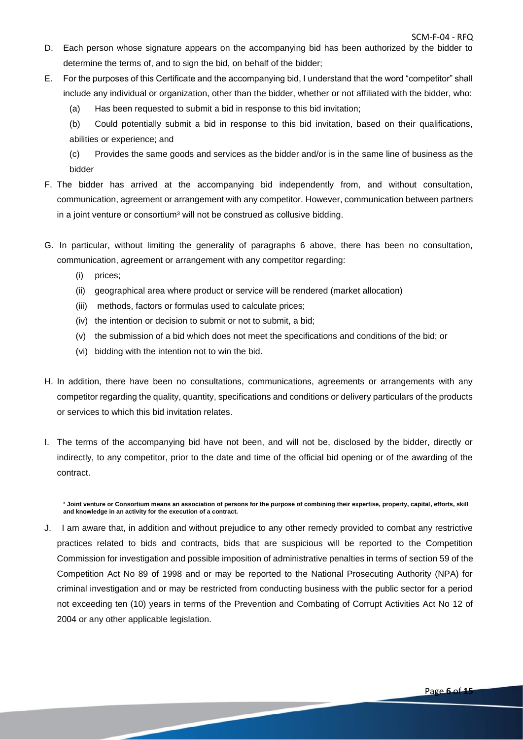D. Each person whose signature appears on the accompanying bid has been authorized by the bidder to determine the terms of, and to sign the bid, on behalf of the bidder;

E. For the purposes of this Certificate and the accompanying bid, I understand that the word "competitor" shall include any individual or organization, other than the bidder, whether or not affiliated with the bidder, who:

   (a) Has been requested to submit a bid in response to this bid invitation;

   (b) Could potentially submit a bid in response to this bid invitation, based on their qualifications, abilities or experience; and

   (c) Provides the same goods and services as the bidder and/or is in the same line of business as the bidder

F. The bidder has arrived at the accompanying bid independently from, and without consultation, communication, agreement or arrangement with any competitor. However, communication between partners in a joint venture or consortium[3] will not be construed as collusive bidding.

G. In particular, without limiting the generality of paragraphs 6 above, there has been no consultation, communication, agreement or arrangement with any competitor regarding:

   (i) prices;
   (ii) geographical area where product or service will be rendered (market allocation)
   (iii) methods, factors or formulas used to calculate prices;
   (iv) the intention or decision to submit or not to submit, a bid;
   (v) the submission of a bid which does not meet the specifications and conditions of the bid; or
   (vi) bidding with the intention not to win the bid.

H. In addition, there have been no consultations, communications, agreements or arrangements with any competitor regarding the quality, quantity, specifications and conditions or delivery particulars of the products or services to which this bid invitation relates.

I. The terms of the accompanying bid have not been, and will not be, disclosed by the bidder, directly or indirectly, to any competitor, prior to the date and time of the official bid opening or of the awarding of the contract.

**[3] Joint venture or Consortium means an association of persons for the purpose of combining their expertise, property, capital, efforts, skill and knowledge in an activity for the execution of a contract.**

J. I am aware that, in addition and without prejudice to any other remedy provided to combat any restrictive practices related to bids and contracts, bids that are suspicious will be reported to the Competition Commission for investigation and possible imposition of administrative penalties in terms of section 59 of the Competition Act No 89 of 1998 and or may be reported to the National Prosecuting Authority (NPA) for criminal investigation and or may be restricted from conducting business with the public sector for a period not exceeding ten (10) years in terms of the Prevention and Combating of Corrupt Activities Act No 12 of 2004 or any other applicable legislation.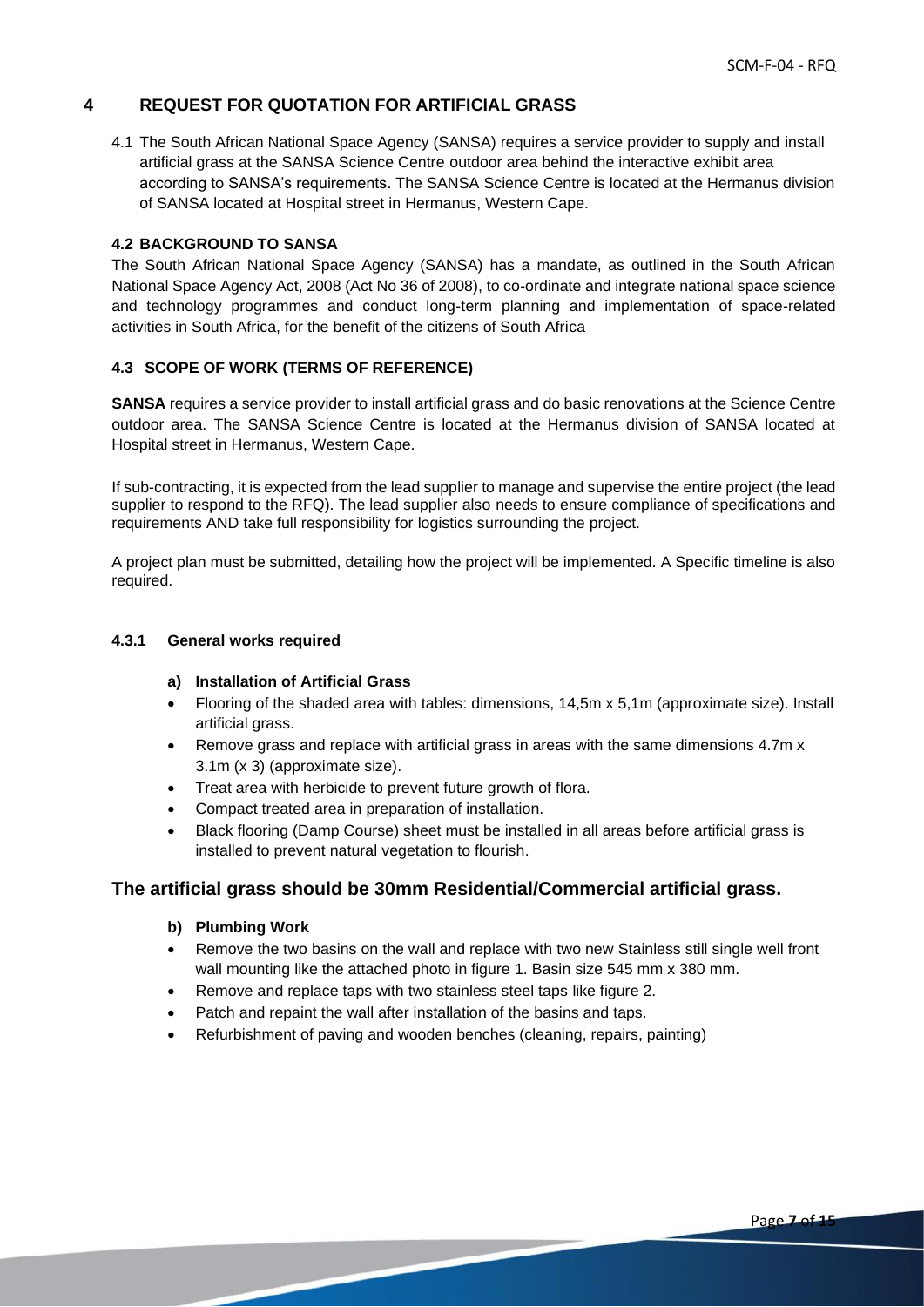# 4 REQUEST FOR QUOTATION FOR ARTIFICIAL GRASS

4.1 The South African National Space Agency (SANSA) requires a service provider to supply and install artificial grass at the SANSA Science Centre outdoor area behind the interactive exhibit area according to SANSA's requirements. The SANSA Science Centre is located at the Hermanus division of SANSA located at Hospital street in Hermanus, Western Cape.

## 4.2 BACKGROUND TO SANSA

The South African National Space Agency (SANSA) has a mandate, as outlined in the South African National Space Agency Act, 2008 (Act No 36 of 2008), to co-ordinate and integrate national space science and technology programmes and conduct long-term planning and implementation of space-related activities in South Africa, for the benefit of the citizens of South Africa

## 4.3 SCOPE OF WORK (TERMS OF REFERENCE)

**SANSA** requires a service provider to install artificial grass and do basic renovations at the Science Centre outdoor area. The SANSA Science Centre is located at the Hermanus division of SANSA located at Hospital street in Hermanus, Western Cape.

If sub-contracting, it is expected from the lead supplier to manage and supervise the entire project (the lead supplier to respond to the RFQ). The lead supplier also needs to ensure compliance of specifications and requirements AND take full responsibility for logistics surrounding the project.

A project plan must be submitted, detailing how the project will be implemented. A Specific timeline is also required.

### 4.3.1 General works required

**a) Installation of Artificial Grass**

- Flooring of the shaded area with tables: dimensions, 14,5m x 5,1m (approximate size). Install artificial grass.
- Remove grass and replace with artificial grass in areas with the same dimensions 4.7m x 3.1m (x 3) (approximate size).
- Treat area with herbicide to prevent future growth of flora.
- Compact treated area in preparation of installation.
- Black flooring (Damp Course) sheet must be installed in all areas before artificial grass is installed to prevent natural vegetation to flourish.

## The artificial grass should be 30mm Residential/Commercial artificial grass.

**b) Plumbing Work**

- Remove the two basins on the wall and replace with two new Stainless still single well front wall mounting like the attached photo in figure 1. Basin size 545 mm x 380 mm.
- Remove and replace taps with two stainless steel taps like figure 2.
- Patch and repaint the wall after installation of the basins and taps.
- Refurbishment of paving and wooden benches (cleaning, repairs, painting)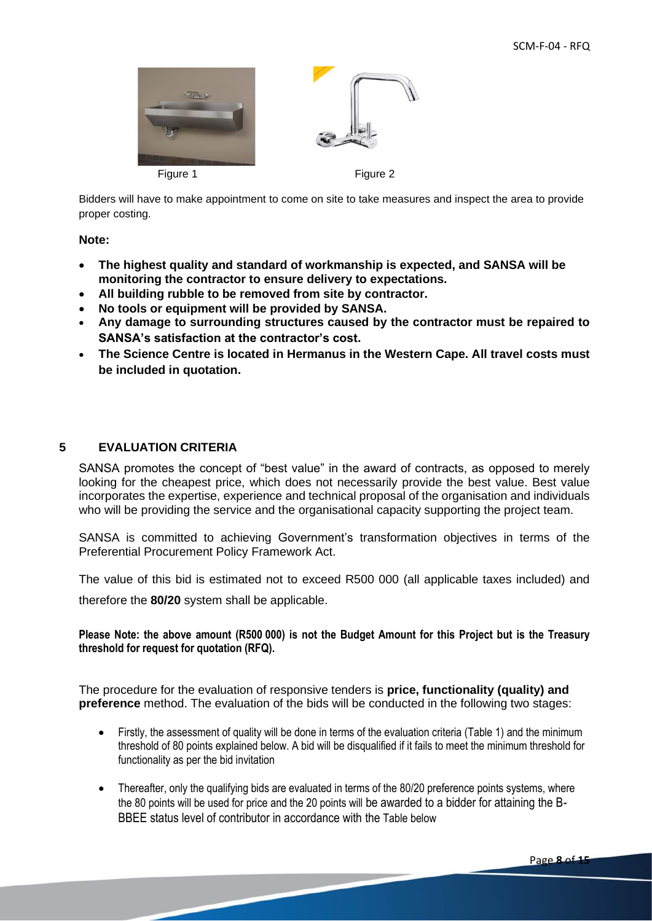Figure 1

Figure 2

Bidders will have to make appointment to come on site to take measures and inspect the area to provide proper costing.

**Note:**

- **The highest quality and standard of workmanship is expected, and SANSA will be monitoring the contractor to ensure delivery to expectations.**
- **All building rubble to be removed from site by contractor.**
- **No tools or equipment will be provided by SANSA.**
- **Any damage to surrounding structures caused by the contractor must be repaired to SANSA's satisfaction at the contractor's cost.**
- **The Science Centre is located in Hermanus in the Western Cape. All travel costs must be included in quotation.**

## 5 EVALUATION CRITERIA

SANSA promotes the concept of "best value" in the award of contracts, as opposed to merely looking for the cheapest price, which does not necessarily provide the best value. Best value incorporates the expertise, experience and technical proposal of the organisation and individuals who will be providing the service and the organisational capacity supporting the project team.

SANSA is committed to achieving Government's transformation objectives in terms of the Preferential Procurement Policy Framework Act.

The value of this bid is estimated not to exceed R500 000 (all applicable taxes included) and therefore the **80/20** system shall be applicable.

**Please Note: the above amount (R500 000) is not the Budget Amount for this Project but is the Treasury threshold for request for quotation (RFQ).**

The procedure for the evaluation of responsive tenders is **price, functionality (quality) and preference** method. The evaluation of the bids will be conducted in the following two stages:

- Firstly, the assessment of quality will be done in terms of the evaluation criteria (Table 1) and the minimum threshold of 80 points explained below. A bid will be disqualified if it fails to meet the minimum threshold for functionality as per the bid invitation
- Thereafter, only the qualifying bids are evaluated in terms of the 80/20 preference points systems, where the 80 points will be used for price and the 20 points will be awarded to a bidder for attaining the B-BBEE status level of contributor in accordance with the Table below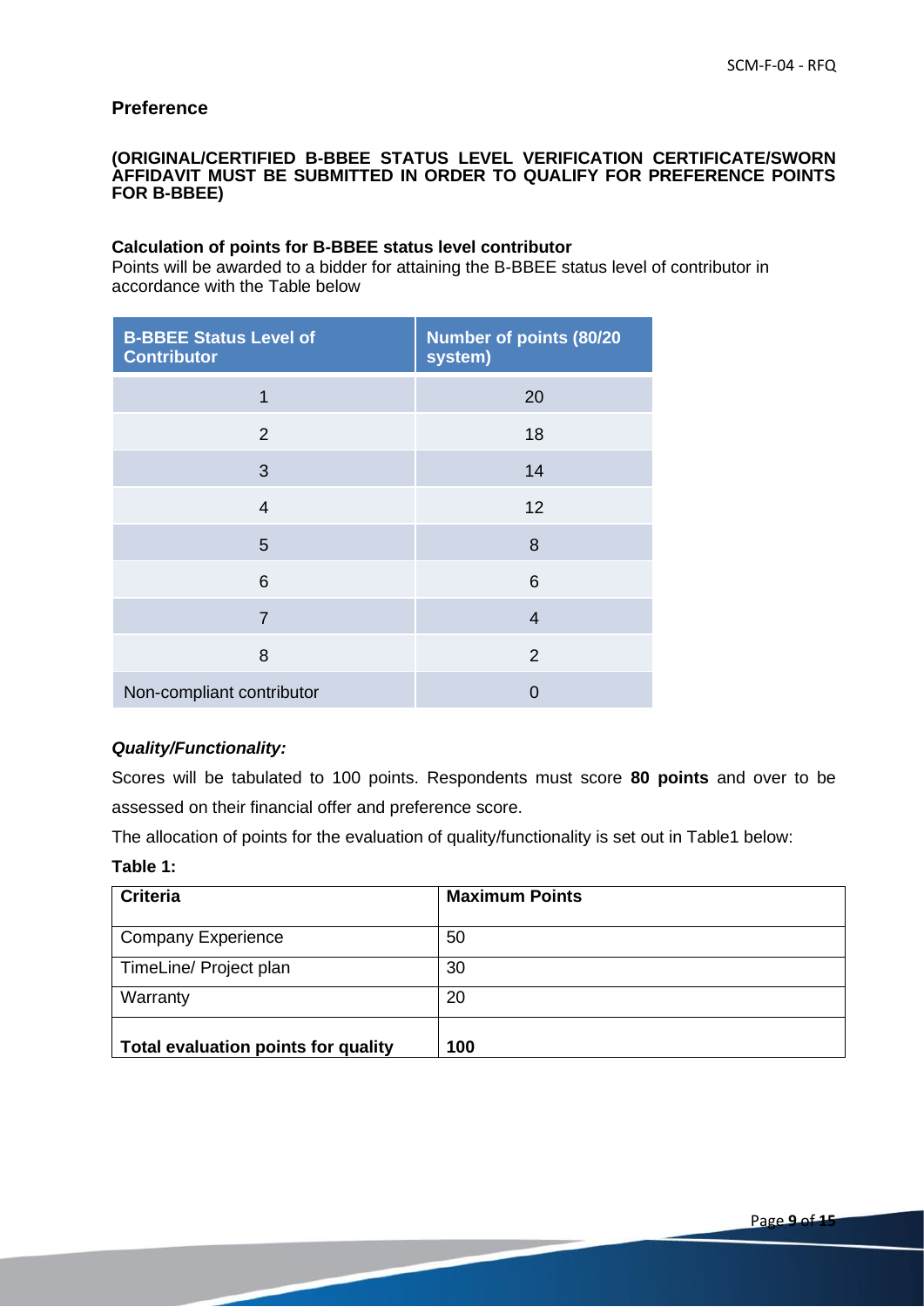## Preference

**(ORIGINAL/CERTIFIED B-BBEE STATUS LEVEL VERIFICATION CERTIFICATE/SWORN AFFIDAVIT MUST BE SUBMITTED IN ORDER TO QUALIFY FOR PREFERENCE POINTS FOR B-BBEE)**

**Calculation of points for B-BBEE status level contributor**

Points will be awarded to a bidder for attaining the B-BBEE status level of contributor in accordance with the Table below

| B-BBEE Status Level of Contributor | Number of points (80/20 system) |
|---|---|
| 1 | 20 |
| 2 | 18 |
| 3 | 14 |
| 4 | 12 |
| 5 | 8 |
| 6 | 6 |
| 7 | 4 |
| 8 | 2 |
| Non-compliant contributor | 0 |

***Quality/Functionality:***

Scores will be tabulated to 100 points. Respondents must score **80 points** and over to be assessed on their financial offer and preference score.

The allocation of points for the evaluation of quality/functionality is set out in Table1 below:

**Table 1:**

| Criteria | Maximum Points |
|---|---|
| Company Experience | 50 |
| TimeLine/ Project plan | 30 |
| Warranty | 20 |
| **Total evaluation points for quality** | **100** |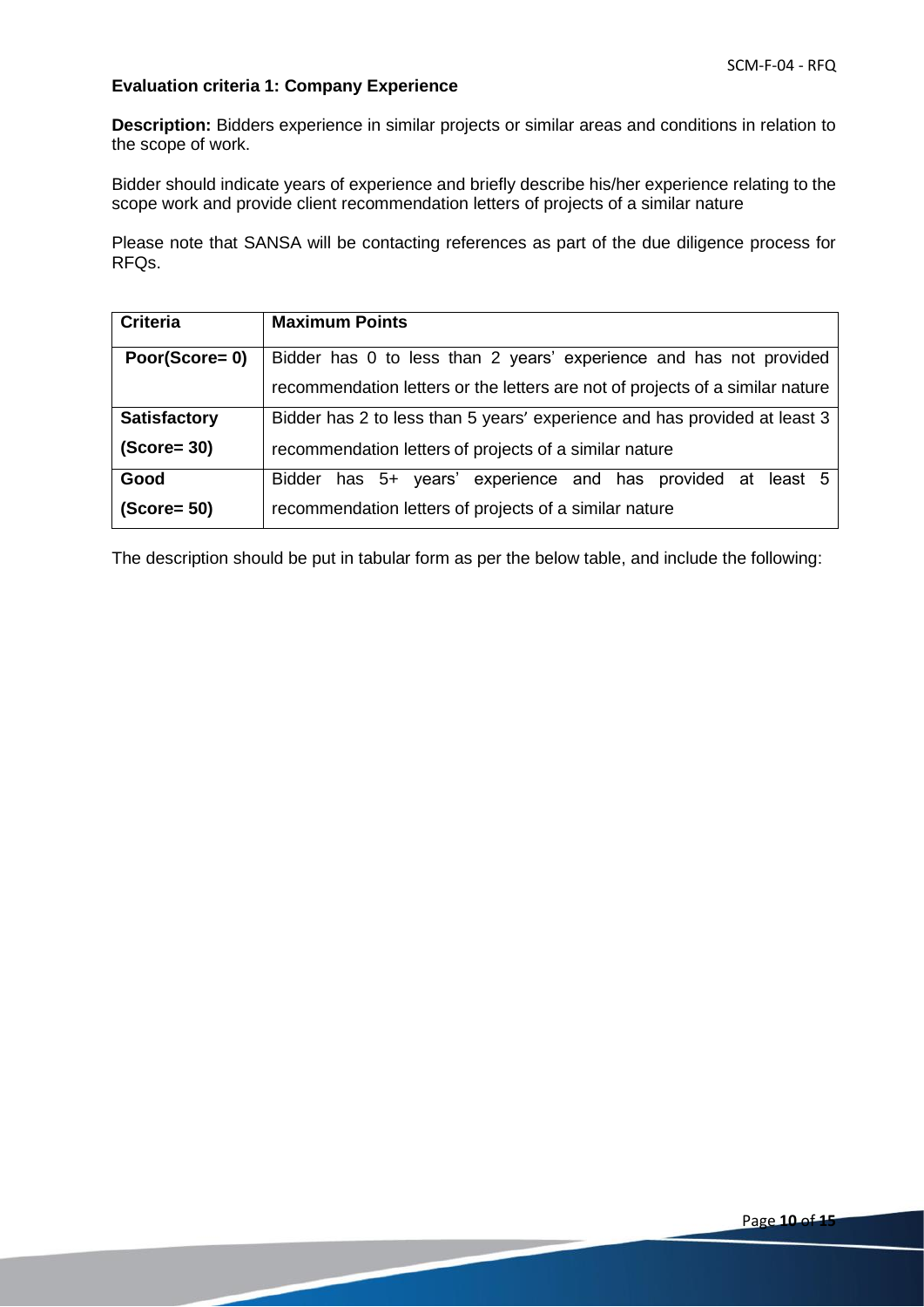**Evaluation criteria 1: Company Experience**

**Description:** Bidders experience in similar projects or similar areas and conditions in relation to the scope of work.

Bidder should indicate years of experience and briefly describe his/her experience relating to the scope work and provide client recommendation letters of projects of a similar nature

Please note that SANSA will be contacting references as part of the due diligence process for RFQs.

| **Criteria** | **Maximum Points** |
|---|---|
| **Poor(Score= 0)** | Bidder has 0 to less than 2 years' experience and has not provided recommendation letters or the letters are not of projects of a similar nature |
| **Satisfactory (Score= 30)** | Bidder has 2 to less than 5 years' experience and has provided at least 3 recommendation letters of projects of a similar nature |
| **Good (Score= 50)** | Bidder has 5+ years' experience and has provided at least 5 recommendation letters of projects of a similar nature |

The description should be put in tabular form as per the below table, and include the following: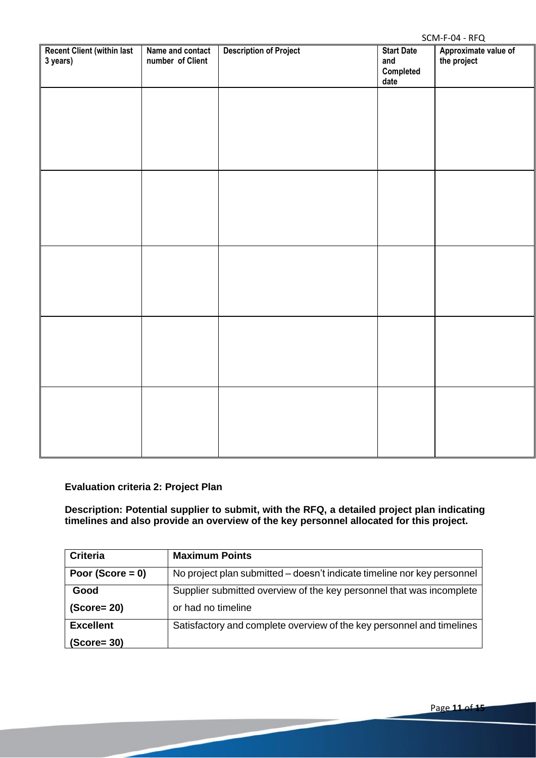| Recent Client (within last 3 years) | Name and contact number of Client | Description of Project | Start Date and Completed date | Approximate value of the project |
|---|---|---|---|---|
| | | | | |
| | | | | |
| | | | | |
| | | | | |
| | | | | |

**Evaluation criteria 2: Project Plan**

**Description: Potential supplier to submit, with the RFQ, a detailed project plan indicating timelines and also provide an overview of the key personnel allocated for this project.**

| Criteria | Maximum Points |
|---|---|
| **Poor (Score = 0)** | No project plan submitted – doesn't indicate timeline nor key personnel |
| **Good (Score= 20)** | Supplier submitted overview of the key personnel that was incomplete or had no timeline |
| **Excellent (Score= 30)** | Satisfactory and complete overview of the key personnel and timelines |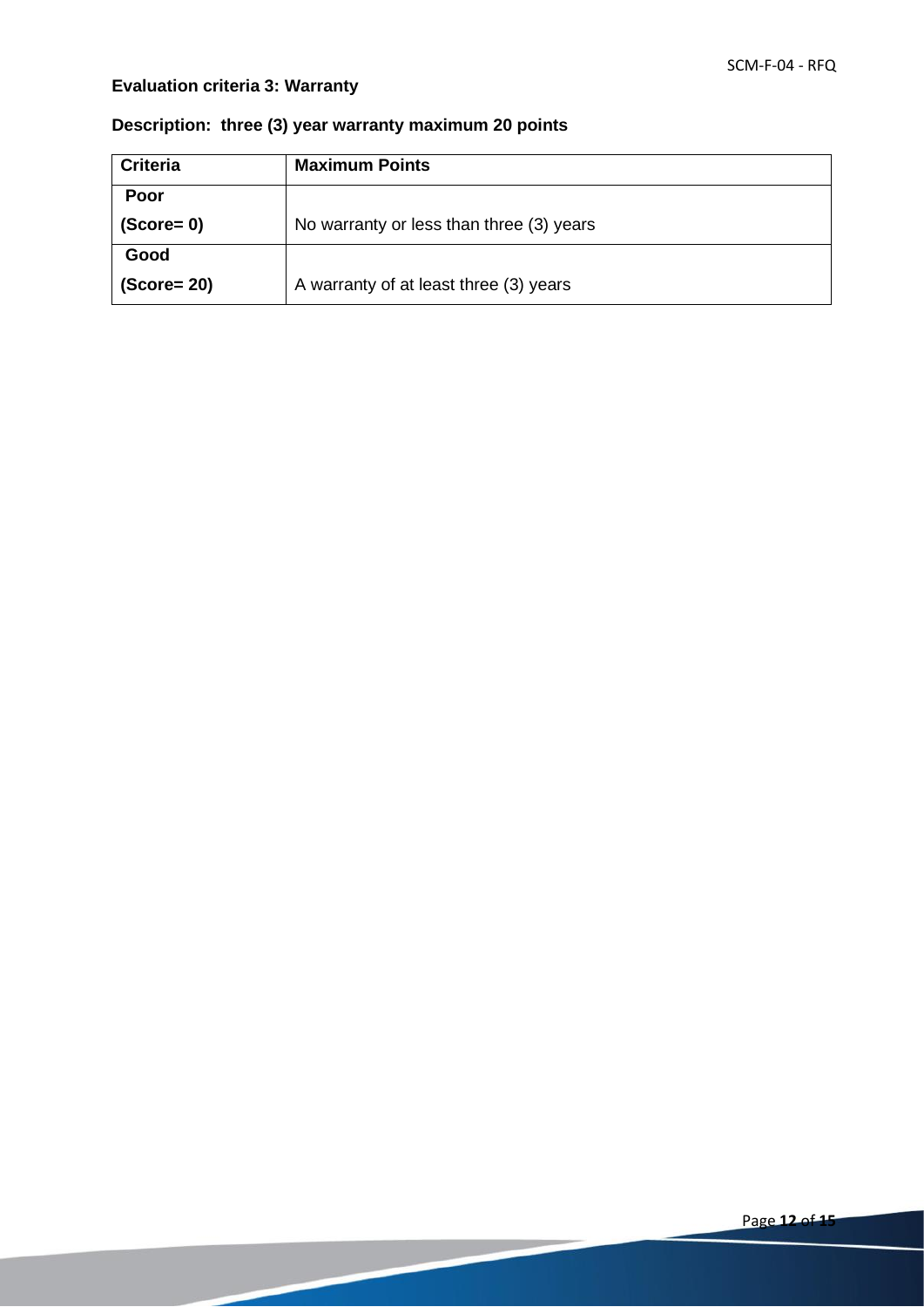**Evaluation criteria 3: Warranty**

**Description: three (3) year warranty maximum 20 points**

| Criteria | Maximum Points |
|---|---|
| **Poor (Score= 0)** | No warranty or less than three (3) years |
| **Good (Score= 20)** | A warranty of at least three (3) years |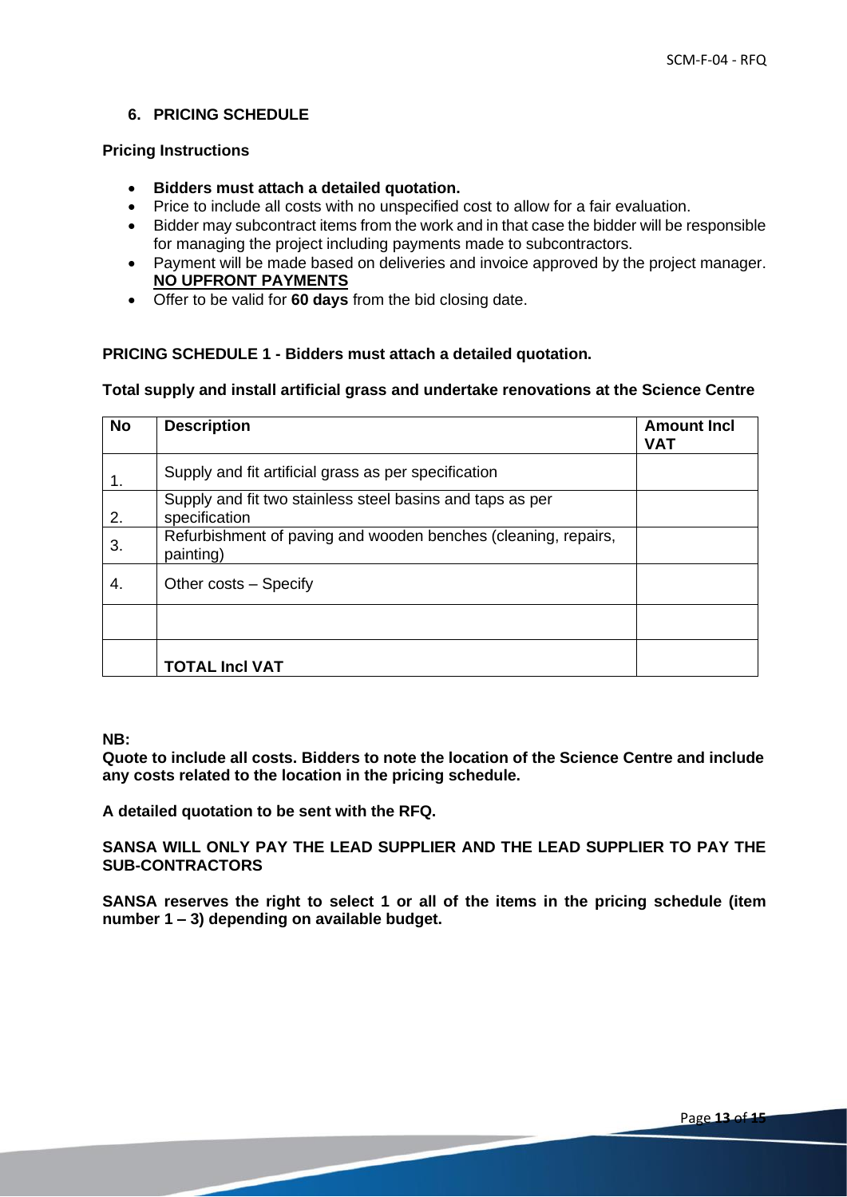## 6. PRICING SCHEDULE

**Pricing Instructions**

- **Bidders must attach a detailed quotation.**
- Price to include all costs with no unspecified cost to allow for a fair evaluation.
- Bidder may subcontract items from the work and in that case the bidder will be responsible for managing the project including payments made to subcontractors.
- Payment will be made based on deliveries and invoice approved by the project manager. **<u>NO UPFRONT PAYMENTS</u>**
- Offer to be valid for **60 days** from the bid closing date.

**PRICING SCHEDULE 1 - Bidders must attach a detailed quotation.**

**Total supply and install artificial grass and undertake renovations at the Science Centre**

| No | Description | Amount Incl VAT |
|---|---|---|
| 1. | Supply and fit artificial grass as per specification | |
| 2. | Supply and fit two stainless steel basins and taps as per specification | |
| 3. | Refurbishment of paving and wooden benches (cleaning, repairs, painting) | |
| 4. | Other costs – Specify | |
| | | |
| | **TOTAL Incl VAT** | |

**NB:**

**Quote to include all costs. Bidders to note the location of the Science Centre and include any costs related to the location in the pricing schedule.**

**A detailed quotation to be sent with the RFQ.**

**SANSA WILL ONLY PAY THE LEAD SUPPLIER AND THE LEAD SUPPLIER TO PAY THE SUB-CONTRACTORS**

**SANSA reserves the right to select 1 or all of the items in the pricing schedule (item number 1 – 3) depending on available budget.**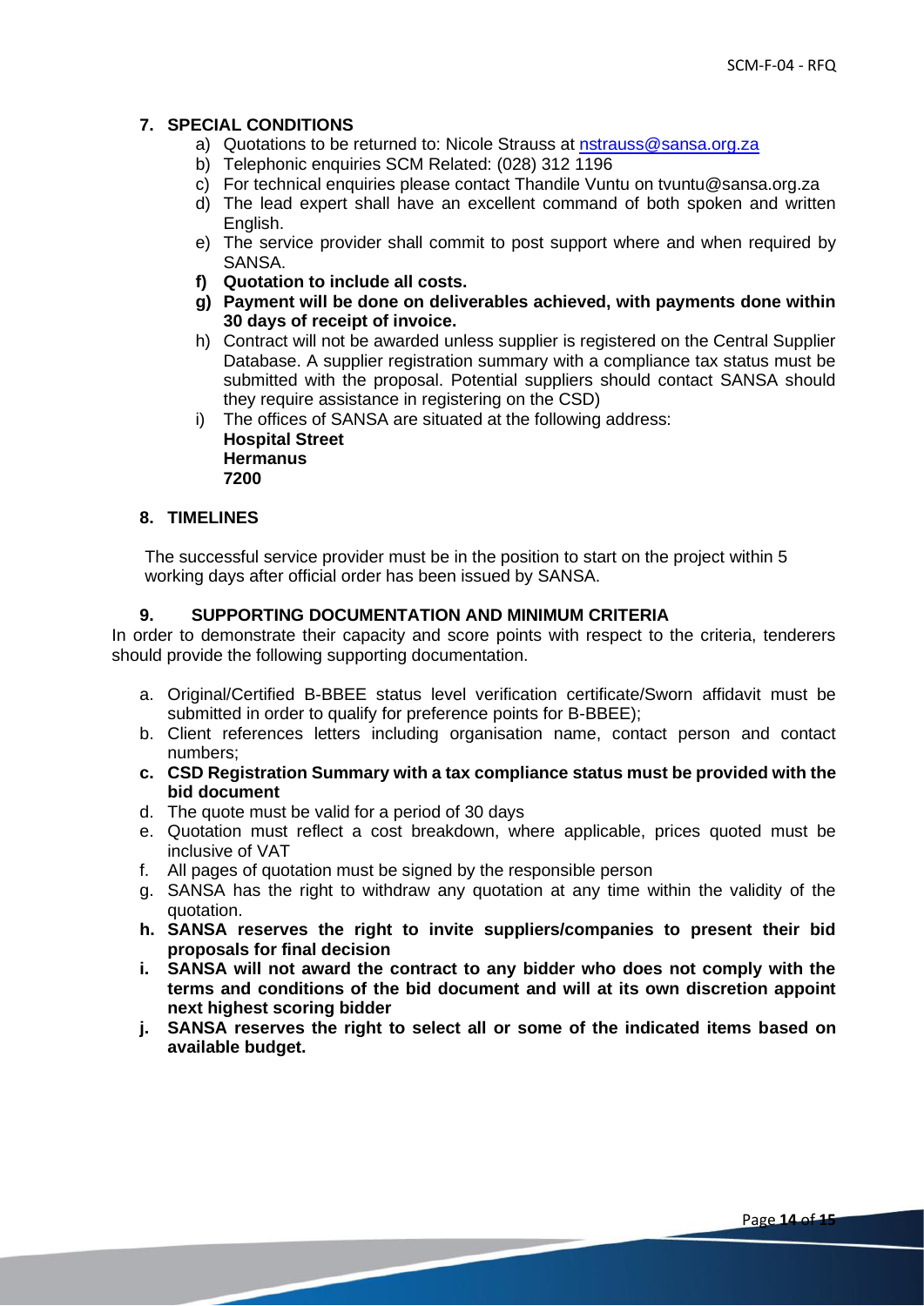## 7. SPECIAL CONDITIONS

a) Quotations to be returned to: Nicole Strauss at nstrauss@sansa.org.za
b) Telephonic enquiries SCM Related: (028) 312 1196
c) For technical enquiries please contact Thandile Vuntu on tvuntu@sansa.org.za
d) The lead expert shall have an excellent command of both spoken and written English.
e) The service provider shall commit to post support where and when required by SANSA.
**f) Quotation to include all costs.**
**g) Payment will be done on deliverables achieved, with payments done within 30 days of receipt of invoice.**
h) Contract will not be awarded unless supplier is registered on the Central Supplier Database. A supplier registration summary with a compliance tax status must be submitted with the proposal. Potential suppliers should contact SANSA should they require assistance in registering on the CSD)
i) The offices of SANSA are situated at the following address:
**Hospital Street**
**Hermanus**
**7200**

## 8. TIMELINES

The successful service provider must be in the position to start on the project within 5 working days after official order has been issued by SANSA.

## 9. SUPPORTING DOCUMENTATION AND MINIMUM CRITERIA

In order to demonstrate their capacity and score points with respect to the criteria, tenderers should provide the following supporting documentation.

a. Original/Certified B-BBEE status level verification certificate/Sworn affidavit must be submitted in order to qualify for preference points for B-BBEE);
b. Client references letters including organisation name, contact person and contact numbers;
**c. CSD Registration Summary with a tax compliance status must be provided with the bid document**
d. The quote must be valid for a period of 30 days
e. Quotation must reflect a cost breakdown, where applicable, prices quoted must be inclusive of VAT
f. All pages of quotation must be signed by the responsible person
g. SANSA has the right to withdraw any quotation at any time within the validity of the quotation.
**h. SANSA reserves the right to invite suppliers/companies to present their bid proposals for final decision**
**i. SANSA will not award the contract to any bidder who does not comply with the terms and conditions of the bid document and will at its own discretion appoint next highest scoring bidder**
**j. SANSA reserves the right to select all or some of the indicated items based on available budget.**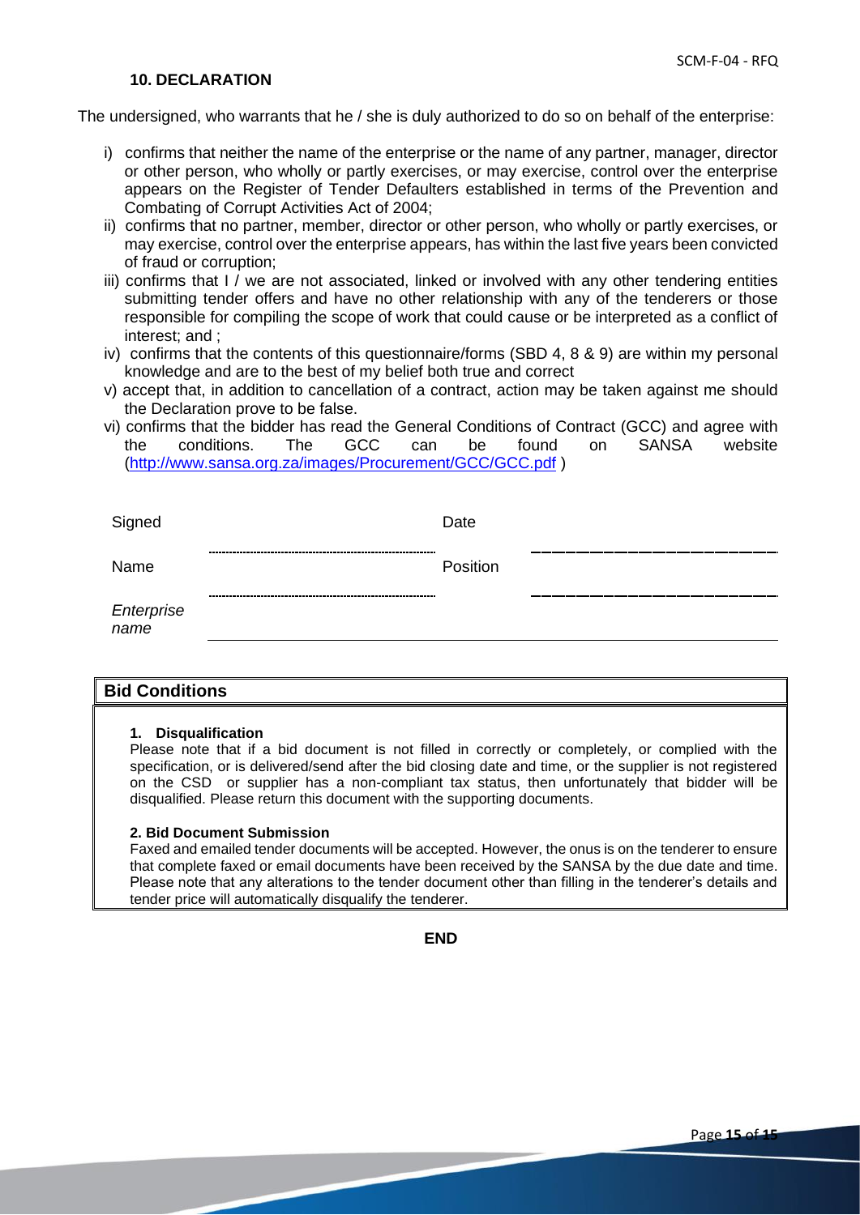## 10. DECLARATION

The undersigned, who warrants that he / she is duly authorized to do so on behalf of the enterprise:

i) confirms that neither the name of the enterprise or the name of any partner, manager, director or other person, who wholly or partly exercises, or may exercise, control over the enterprise appears on the Register of Tender Defaulters established in terms of the Prevention and Combating of Corrupt Activities Act of 2004;
ii) confirms that no partner, member, director or other person, who wholly or partly exercises, or may exercise, control over the enterprise appears, has within the last five years been convicted of fraud or corruption;
iii) confirms that I / we are not associated, linked or involved with any other tendering entities submitting tender offers and have no other relationship with any of the tenderers or those responsible for compiling the scope of work that could cause or be interpreted as a conflict of interest; and ;
iv) confirms that the contents of this questionnaire/forms (SBD 4, 8 & 9) are within my personal knowledge and are to the best of my belief both true and correct
v) accept that, in addition to cancellation of a contract, action may be taken against me should the Declaration prove to be false.
vi) confirms that the bidder has read the General Conditions of Contract (GCC) and agree with the conditions. The GCC can be found on SANSA website (http://www.sansa.org.za/images/Procurement/GCC/GCC.pdf )

| | | | |
|---|---|---|---|
| Signed | ................................................ | Date | ____________________ |
| Name | ................................................ | Position | ____________________ |
| *Enterprise name* | ____________________ | | |

## Bid Conditions

**1. Disqualification**
Please note that if a bid document is not filled in correctly or completely, or complied with the specification, or is delivered/send after the bid closing date and time, or the supplier is not registered on the CSD or supplier has a non-compliant tax status, then unfortunately that bidder will be disqualified. Please return this document with the supporting documents.

**2. Bid Document Submission**
Faxed and emailed tender documents will be accepted. However, the onus is on the tenderer to ensure that complete faxed or email documents have been received by the SANSA by the due date and time. Please note that any alterations to the tender document other than filling in the tenderer's details and tender price will automatically disqualify the tenderer.

**END**